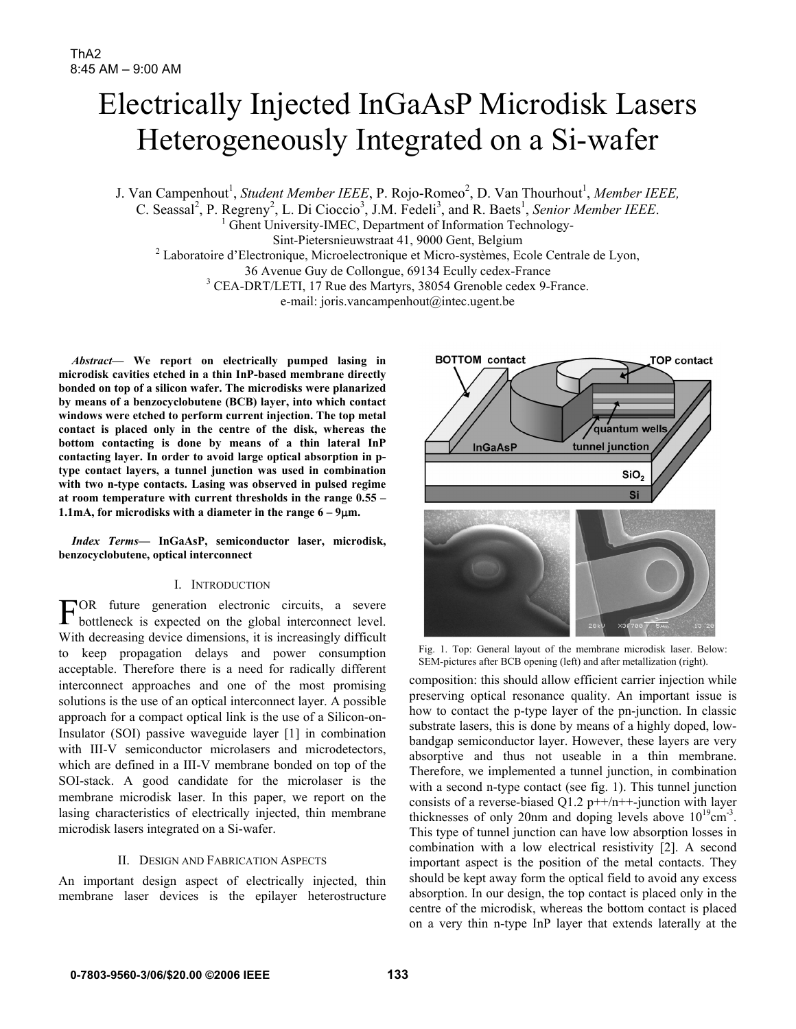# Electrically Injected InGaAsP Microdisk Lasers Heterogeneously Integrated on a Si-wafer

J. Van Campenhout[1], *Student Member IEEE*, P. Rojo-Romeo[2], D. Van Thourhout[1], *Member IEEE*, C. Seassal[2], P. Regreny[2], L. Di Cioccio[3], J.M. Fedeli[3], and R. Baets[1], *Senior Member IEEE*.

[1] Ghent University-IMEC, Department of Information Technology-Sint-Pietersnieuwstraat 41, 9000 Gent, Belgium

[2] Laboratoire d'Electronique, Microelectronique et Micro-systèmes, Ecole Centrale de Lyon, 36 Avenue Guy de Collongue, 69134 Ecully cedex-France

[3] CEA-DRT/LETI, 17 Rue des Martyrs, 38054 Grenoble cedex 9-France.

e-mail: joris.vancampenhout@intec.ugent.be

***Abstract*— We report on electrically pumped lasing in microdisk cavities etched in a thin InP-based membrane directly bonded on top of a silicon wafer. The microdisks were planarized by means of a benzocyclobutene (BCB) layer, into which contact windows were etched to perform current injection. The top metal contact is placed only in the centre of the disk, whereas the bottom contacting is done by means of a thin lateral InP contacting layer. In order to avoid large optical absorption in p-type contact layers, a tunnel junction was used in combination with two n-type contacts. Lasing was observed in pulsed regime at room temperature with current thresholds in the range 0.55 – 1.1mA, for microdisks with a diameter in the range 6 – 9μm.**

***Index Terms*— InGaAsP, semiconductor laser, microdisk, benzocyclobutene, optical interconnect**

## I. Introduction

For future generation electronic circuits, a severe bottleneck is expected on the global interconnect level. With decreasing device dimensions, it is increasingly difficult to keep propagation delays and power consumption acceptable. Therefore there is a need for radically different interconnect approaches and one of the most promising solutions is the use of an optical interconnect layer. A possible approach for a compact optical link is the use of a Silicon-on-Insulator (SOI) passive waveguide layer [1] in combination with III-V semiconductor microlasers and microdetectors, which are defined in a III-V membrane bonded on top of the SOI-stack. A good candidate for the microlaser is the membrane microdisk laser. In this paper, we report on the lasing characteristics of electrically injected, thin membrane microdisk lasers integrated on a Si-wafer.

## II. Design and Fabrication Aspects

An important design aspect of electrically injected, thin membrane laser devices is the epilayer heterostructure composition: this should allow efficient carrier injection while preserving optical resonance quality. An important issue is how to contact the p-type layer of the pn-junction. In classic substrate lasers, this is done by means of a highly doped, low-bandgap semiconductor layer. However, these layers are very absorptive and thus not useable in a thin membrane. Therefore, we implemented a tunnel junction, in combination with a second n-type contact (see fig. 1). This tunnel junction consists of a reverse-biased Q1.2 p++/n++-junction with layer thicknesses of only 20nm and doping levels above $10^{19}$cm$^{-3}$. This type of tunnel junction can have low absorption losses in combination with a low electrical resistivity [2]. A second important aspect is the position of the metal contacts. They should be kept away form the optical field to avoid any excess absorption. In our design, the top contact is placed only in the centre of the microdisk, whereas the bottom contact is placed on a very thin n-type InP layer that extends laterally at the

Fig. 1. Top: General layout of the membrane microdisk laser. Below: SEM-pictures after BCB opening (left) and after metallization (right).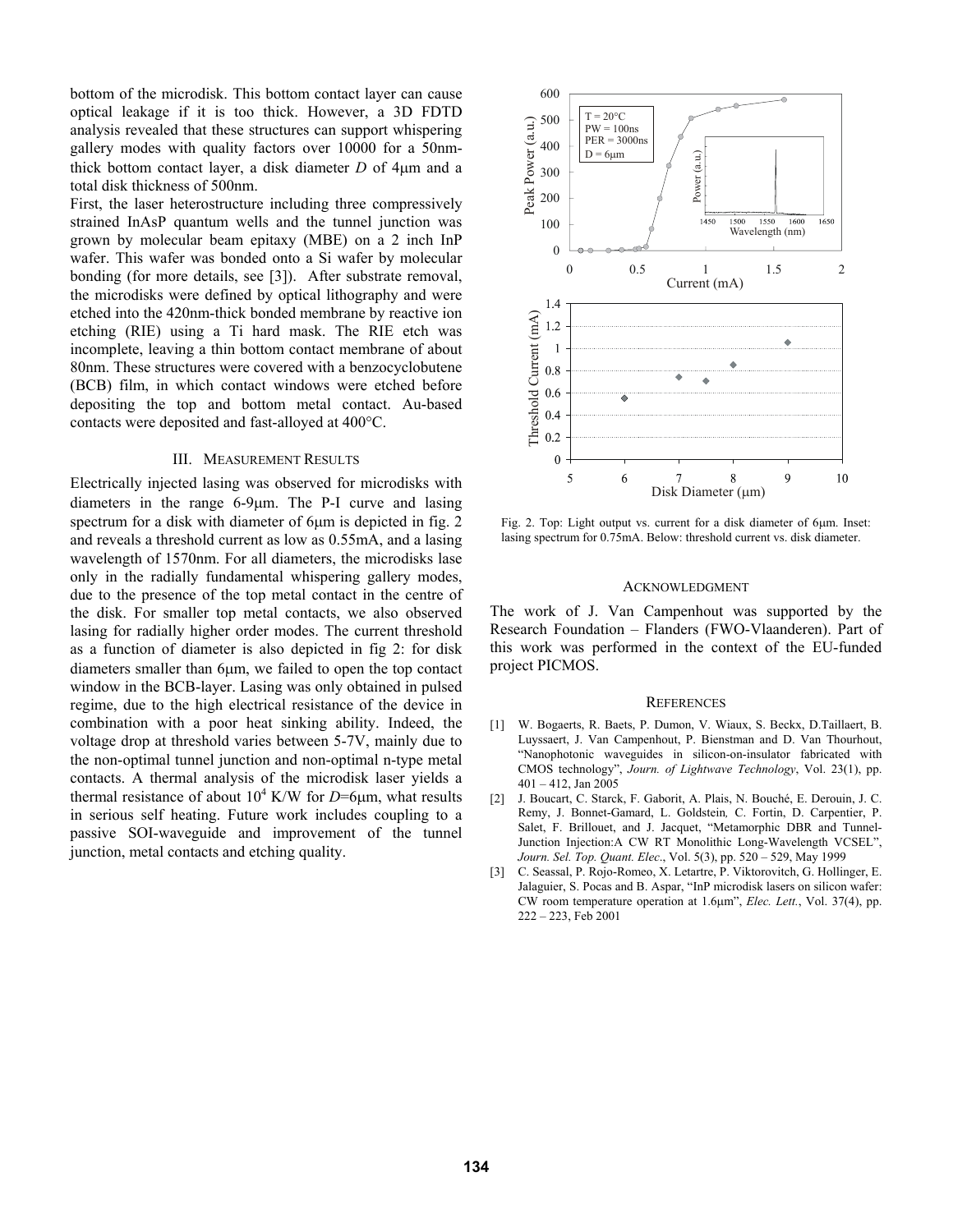bottom of the microdisk. This bottom contact layer can cause optical leakage if it is too thick. However, a 3D FDTD analysis revealed that these structures can support whispering gallery modes with quality factors over 10000 for a 50nm-thick bottom contact layer, a disk diameter $D$ of 4μm and a total disk thickness of 500nm.

First, the laser heterostructure including three compressively strained InAsP quantum wells and the tunnel junction was grown by molecular beam epitaxy (MBE) on a 2 inch InP wafer. This wafer was bonded onto a Si wafer by molecular bonding (for more details, see [3]). After substrate removal, the microdisks were defined by optical lithography and were etched into the 420nm-thick bonded membrane by reactive ion etching (RIE) using a Ti hard mask. The RIE etch was incomplete, leaving a thin bottom contact membrane of about 80nm. These structures were covered with a benzocyclobutene (BCB) film, in which contact windows were etched before depositing the top and bottom metal contact. Au-based contacts were deposited and fast-alloyed at 400°C.

## III. Measurement Results

Electrically injected lasing was observed for microdisks with diameters in the range 6-9μm. The P-I curve and lasing spectrum for a disk with diameter of 6μm is depicted in fig. 2 and reveals a threshold current as low as 0.55mA, and a lasing wavelength of 1570nm. For all diameters, the microdisks lase only in the radially fundamental whispering gallery modes, due to the presence of the top metal contact in the centre of the disk. For smaller top metal contacts, we also observed lasing for radially higher order modes. The current threshold as a function of diameter is also depicted in fig 2: for disk diameters smaller than 6μm, we failed to open the top contact window in the BCB-layer. Lasing was only obtained in pulsed regime, due to the high electrical resistance of the device in combination with a poor heat sinking ability. Indeed, the voltage drop at threshold varies between 5-7V, mainly due to the non-optimal tunnel junction and non-optimal n-type metal contacts. A thermal analysis of the microdisk laser yields a thermal resistance of about $10^4$ K/W for $D$=6μm, what results in serious self heating. Future work includes coupling to a passive SOI-waveguide and improvement of the tunnel junction, metal contacts and etching quality.

T = 20°C
PW = 100ns
PER = 3000ns
D = 6μm

Peak Power (a.u.)

600
500
400
300
200
100
0

0 0.5 1 1.5 2

Current (mA)

Power (a.u.)

1450 1500 1550 1600 1650

Wavelength (nm)

Threshold Current (mA)

1.4
1.2
1
0.8
0.6
0.4
0.2
0

5 6 7 8 9 10

Disk Diameter (μm)

Fig. 2. Top: Light output vs. current for a disk diameter of 6μm. Inset: lasing spectrum for 0.75mA. Below: threshold current vs. disk diameter.

## Acknowledgment

The work of J. Van Campenhout was supported by the Research Foundation – Flanders (FWO-Vlaanderen). Part of this work was performed in the context of the EU-funded project PICMOS.

## References

[1] W. Bogaerts, R. Baets, P. Dumon, V. Wiaux, S. Beckx, D.Taillaert, B. Luyssaert, J. Van Campenhout, P. Bienstman and D. Van Thourhout, "Nanophotonic waveguides in silicon-on-insulator fabricated with CMOS technology", *Journ. of Lightwave Technology*, Vol. 23(1), pp. 401 – 412, Jan 2005

[2] J. Boucart, C. Starck, F. Gaborit, A. Plais, N. Bouché, E. Derouin, J. C. Remy, J. Bonnet-Gamard, L. Goldstein, C. Fortin, D. Carpentier, P. Salet, F. Brillouet, and J. Jacquet, "Metamorphic DBR and Tunnel-Junction Injection:A CW RT Monolithic Long-Wavelength VCSEL", *Journ. Sel. Top. Quant. Elec*., Vol. 5(3), pp. 520 – 529, May 1999

[3] C. Seassal, P. Rojo-Romeo, X. Letartre, P. Viktorovitch, G. Hollinger, E. Jalaguier, S. Pocas and B. Aspar, "InP microdisk lasers on silicon wafer: CW room temperature operation at 1.6μm", *Elec. Lett.*, Vol. 37(4), pp. 222 – 223, Feb 2001